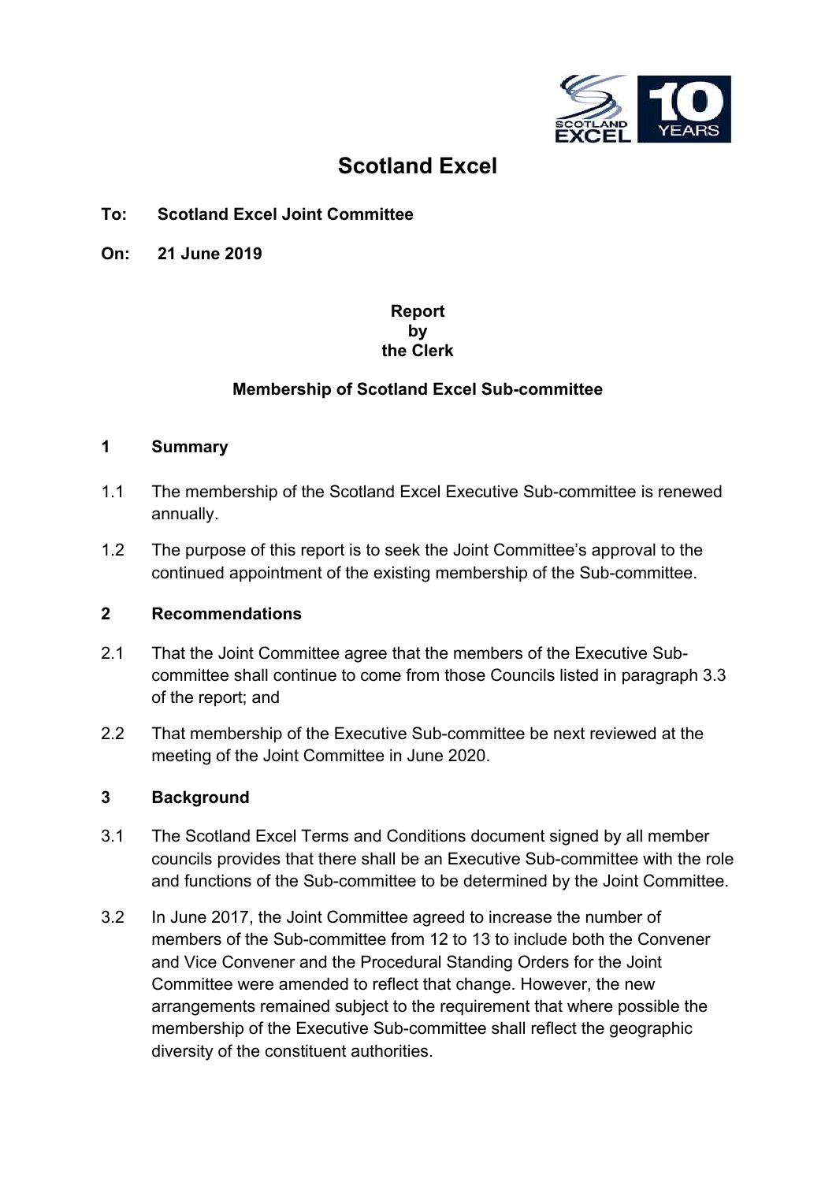# Scotland Excel

**To: Scotland Excel Joint Committee**

**On: 21 June 2019**

**Report**
**by**
**the Clerk**

**Membership of Scotland Excel Sub-committee**

## 1 Summary

1.1 The membership of the Scotland Excel Executive Sub-committee is renewed annually.

1.2 The purpose of this report is to seek the Joint Committee's approval to the continued appointment of the existing membership of the Sub-committee.

## 2 Recommendations

2.1 That the Joint Committee agree that the members of the Executive Sub-committee shall continue to come from those Councils listed in paragraph 3.3 of the report; and

2.2 That membership of the Executive Sub-committee be next reviewed at the meeting of the Joint Committee in June 2020.

## 3 Background

3.1 The Scotland Excel Terms and Conditions document signed by all member councils provides that there shall be an Executive Sub-committee with the role and functions of the Sub-committee to be determined by the Joint Committee.

3.2 In June 2017, the Joint Committee agreed to increase the number of members of the Sub-committee from 12 to 13 to include both the Convener and Vice Convener and the Procedural Standing Orders for the Joint Committee were amended to reflect that change. However, the new arrangements remained subject to the requirement that where possible the membership of the Executive Sub-committee shall reflect the geographic diversity of the constituent authorities.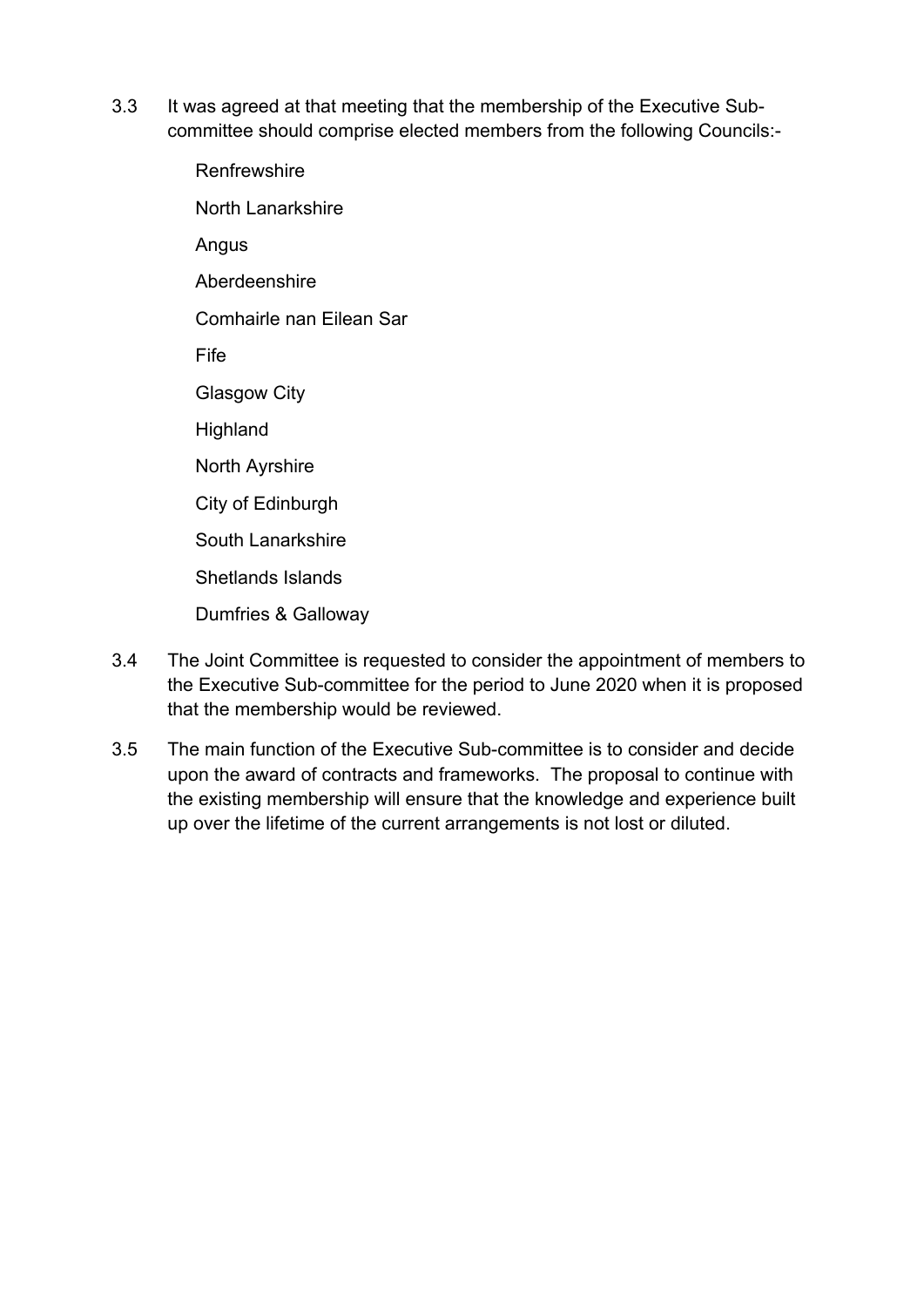3.3 It was agreed at that meeting that the membership of the Executive Sub-committee should comprise elected members from the following Councils:-

Renfrewshire

North Lanarkshire

Angus

Aberdeenshire

Comhairle nan Eilean Sar

Fife

Glasgow City

Highland

North Ayrshire

City of Edinburgh

South Lanarkshire

Shetlands Islands

Dumfries & Galloway

3.4 The Joint Committee is requested to consider the appointment of members to the Executive Sub-committee for the period to June 2020 when it is proposed that the membership would be reviewed.

3.5 The main function of the Executive Sub-committee is to consider and decide upon the award of contracts and frameworks. The proposal to continue with the existing membership will ensure that the knowledge and experience built up over the lifetime of the current arrangements is not lost or diluted.